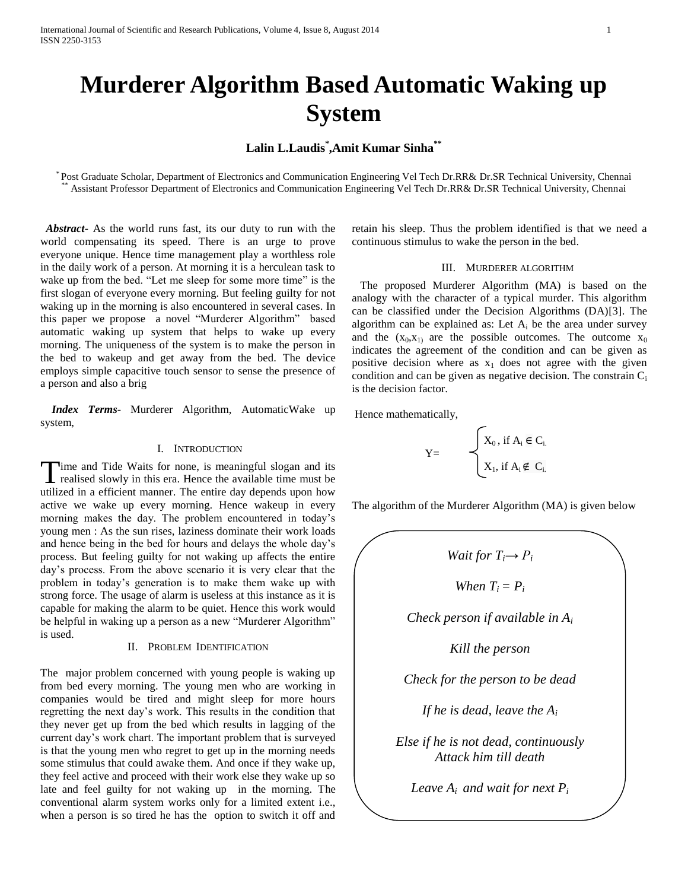# Murderer Algorithm Based Automatic Waking up System

**Lalin L.Laudis[*],Amit Kumar Sinha[**]**

[*] Post Graduate Scholar, Department of Electronics and Communication Engineering Vel Tech Dr.RR& Dr.SR Technical University, Chennai
[**] Assistant Professor Department of Electronics and Communication Engineering Vel Tech Dr.RR& Dr.SR Technical University, Chennai

***Abstract-*** As the world runs fast, its our duty to run with the world compensating its speed. There is an urge to prove everyone unique. Hence time management play a worthless role in the daily work of a person. At morning it is a herculean task to wake up from the bed. "Let me sleep for some more time" is the first slogan of everyone every morning. But feeling guilty for not waking up in the morning is also encountered in several cases. In this paper we propose a novel "Murderer Algorithm" based automatic waking up system that helps to wake up every morning. The uniqueness of the system is to make the person in the bed to wakeup and get away from the bed. The device employs simple capacitive touch sensor to sense the presence of a person and also a brig

***Index Terms*-** Murderer Algorithm, AutomaticWake up system,

## I. Introduction

Time and Tide Waits for none, is meaningful slogan and its realised slowly in this era. Hence the available time must be utilized in a efficient manner. The entire day depends upon how active we wake up every morning. Hence wakeup in every morning makes the day. The problem encountered in today's young men : As the sun rises, laziness dominate their work loads and hence being in the bed for hours and delays the whole day's process. But feeling guilty for not waking up affects the entire day's process. From the above scenario it is very clear that the problem in today's generation is to make them wake up with strong force. The usage of alarm is useless at this instance as it is capable for making the alarm to be quiet. Hence this work would be helpful in waking up a person as a new "Murderer Algorithm" is used.

## II. Problem Identification

The major problem concerned with young people is waking up from bed every morning. The young men who are working in companies would be tired and might sleep for more hours regretting the next day's work. This results in the condition that they never get up from the bed which results in lagging of the current day's work chart. The important problem that is surveyed is that the young men who regret to get up in the morning needs some stimulus that could awake them. And once if they wake up, they feel active and proceed with their work else they wake up so late and feel guilty for not waking up in the morning. The conventional alarm system works only for a limited extent i.e., when a person is so tired he has the option to switch it off and retain his sleep. Thus the problem identified is that we need a continuous stimulus to wake the person in the bed.

## III. Murderer algorithm

The proposed Murderer Algorithm (MA) is based on the analogy with the character of a typical murder. This algorithm can be classified under the Decision Algorithms (DA)[3]. The algorithm can be explained as: Let $A_i$ be the area under survey and the $(x_0,x_1)$ are the possible outcomes. The outcome $x_0$ indicates the agreement of the condition and can be given as positive decision where as $x_1$ does not agree with the given condition and can be given as negative decision. The constrain $C_i$ is the decision factor.

Hence mathematically,

$$Y = \begin{cases} X_0, & \text{if } A_i \in C_i \\ X_1, & \text{if } A_i \notin C_i \end{cases}$$

The algorithm of the Murderer Algorithm (MA) is given below

*Wait for $T_i \rightarrow P_i$*

*When $T_i = P_i$*

*Check person if available in $A_i$*

*Kill the person*

*Check for the person to be dead*

*If he is dead, leave the $A_i$*

*Else if he is not dead, continuously Attack him till death*

*Leave $A_i$ and wait for next $P_i$*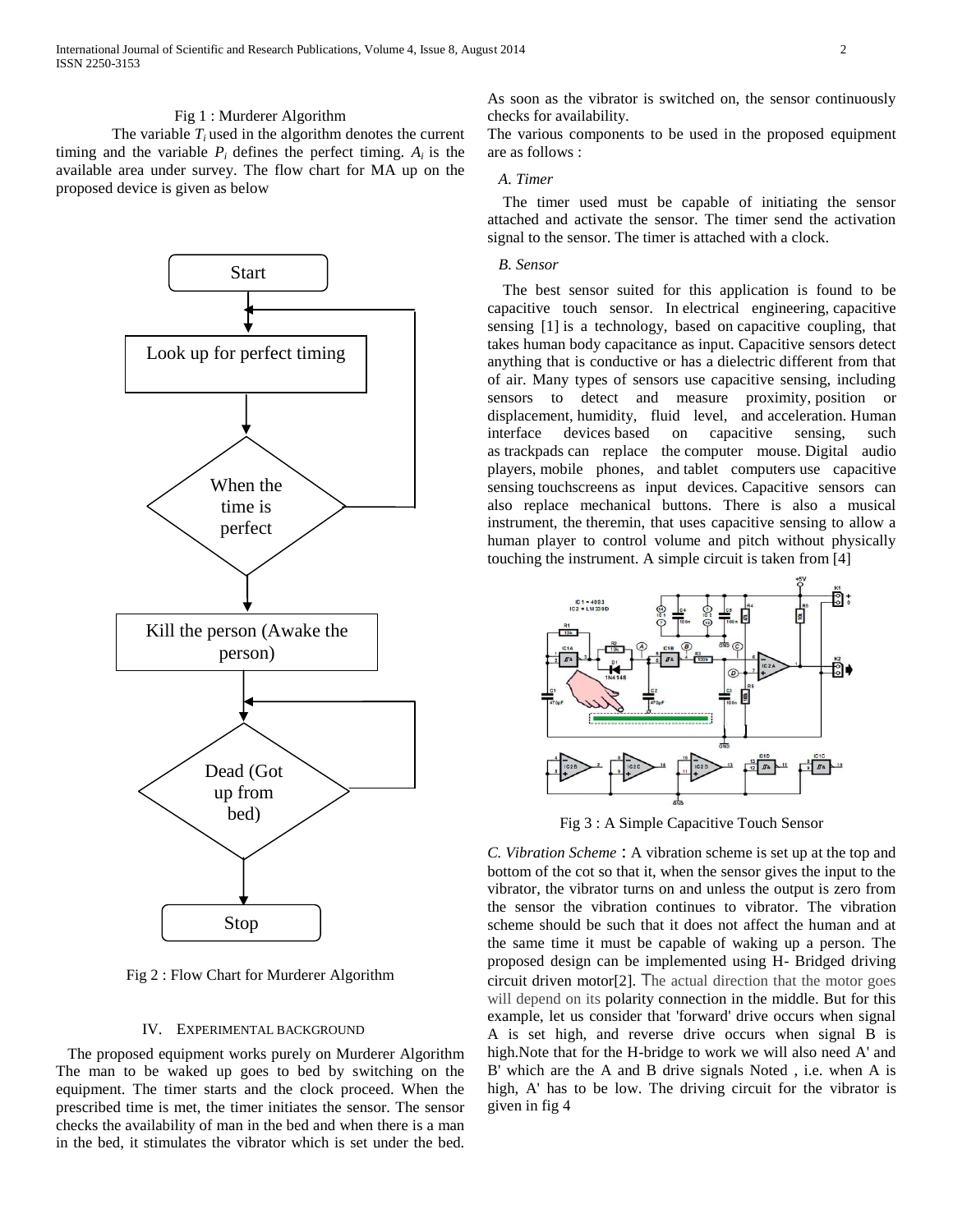Fig 1 : Murderer Algorithm

The variable $T_i$ used in the algorithm denotes the current timing and the variable $P_i$ defines the perfect timing. $A_i$ is the available area under survey. The flow chart for MA up on the proposed device is given as below

Fig 2 : Flow Chart for Murderer Algorithm

## IV. Experimental Background

The proposed equipment works purely on Murderer Algorithm The man to be waked up goes to bed by switching on the equipment. The timer starts and the clock proceed. When the prescribed time is met, the timer initiates the sensor. The sensor checks the availability of man in the bed and when there is a man in the bed, it stimulates the vibrator which is set under the bed. As soon as the vibrator is switched on, the sensor continuously checks for availability.

The various components to be used in the proposed equipment are as follows :

### A. Timer

The timer used must be capable of initiating the sensor attached and activate the sensor. The timer send the activation signal to the sensor. The timer is attached with a clock.

### B. Sensor

The best sensor suited for this application is found to be capacitive touch sensor. In electrical engineering, capacitive sensing [1] is a technology, based on capacitive coupling, that takes human body capacitance as input. Capacitive sensors detect anything that is conductive or has a dielectric different from that of air. Many types of sensors use capacitive sensing, including sensors to detect and measure proximity, position or displacement, humidity, fluid level, and acceleration. Human interface devices based on capacitive sensing, such as trackpads can replace the computer mouse. Digital audio players, mobile phones, and tablet computers use capacitive sensing touchscreens as input devices. Capacitive sensors can also replace mechanical buttons. There is also a musical instrument, the theremin, that uses capacitive sensing to allow a human player to control volume and pitch without physically touching the instrument. A simple circuit is taken from [4]

Fig 3 : A Simple Capacitive Touch Sensor

*C. Vibration Scheme* : A vibration scheme is set up at the top and bottom of the cot so that it, when the sensor gives the input to the vibrator, the vibrator turns on and unless the output is zero from the sensor the vibration continues to vibrator. The vibration scheme should be such that it does not affect the human and at the same time it must be capable of waking up a person. The proposed design can be implemented using H- Bridged driving circuit driven motor[2]. The actual direction that the motor goes will depend on its polarity connection in the middle. But for this example, let us consider that 'forward' drive occurs when signal A is set high, and reverse drive occurs when signal B is high.Note that for the H-bridge to work we will also need A' and B' which are the A and B drive signals Noted , i.e. when A is high, A' has to be low. The driving circuit for the vibrator is given in fig 4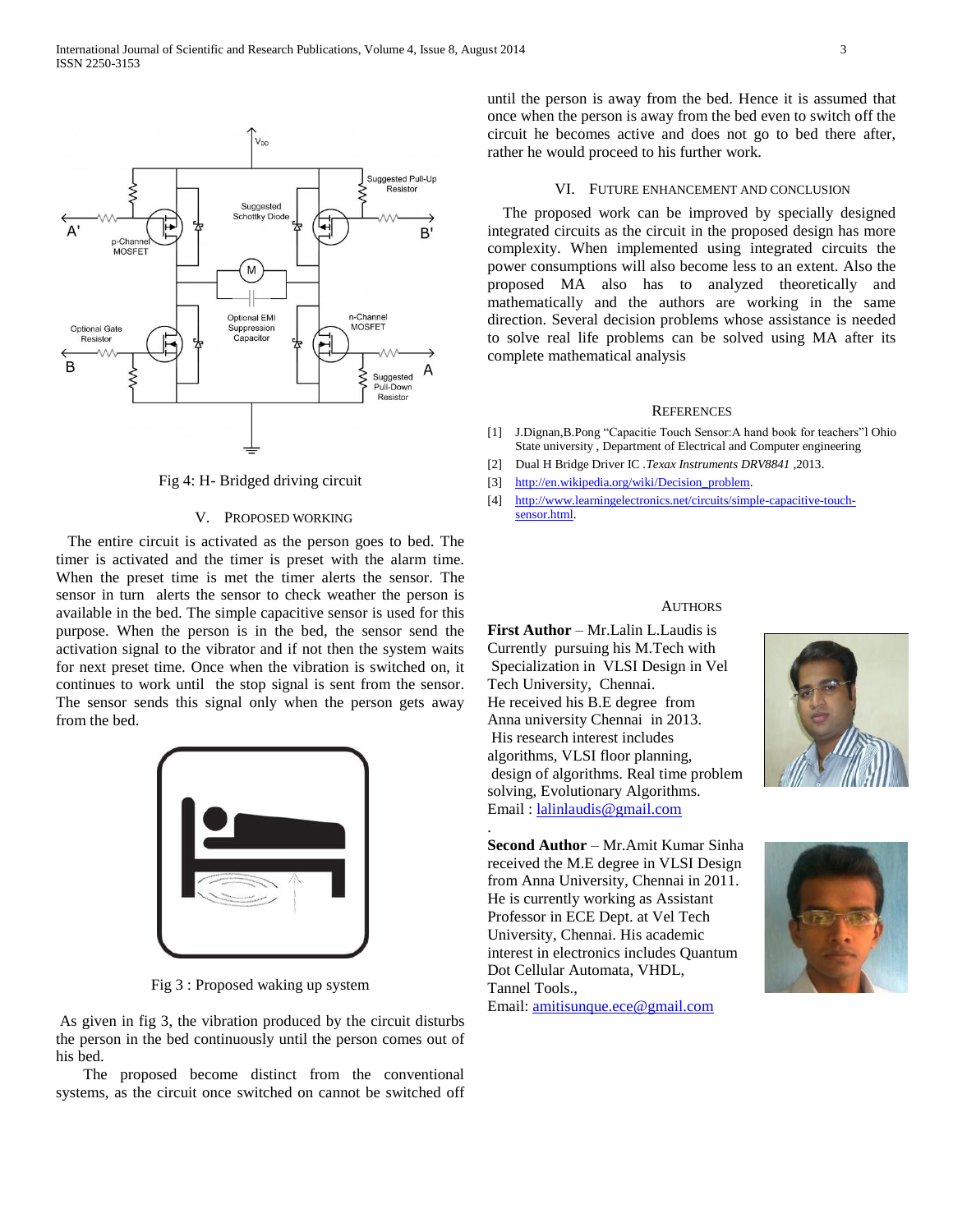Fig 4: H- Bridged driving circuit

## V. PROPOSED WORKING

The entire circuit is activated as the person goes to bed. The timer is activated and the timer is preset with the alarm time. When the preset time is met the timer alerts the sensor. The sensor in turn alerts the sensor to check weather the person is available in the bed. The simple capacitive sensor is used for this purpose. When the person is in the bed, the sensor send the activation signal to the vibrator and if not then the system waits for next preset time. Once when the vibration is switched on, it continues to work until the stop signal is sent from the sensor. The sensor sends this signal only when the person gets away from the bed.

Fig 3 : Proposed waking up system

As given in fig 3, the vibration produced by the circuit disturbs the person in the bed continuously until the person comes out of his bed.

The proposed become distinct from the conventional systems, as the circuit once switched on cannot be switched off until the person is away from the bed. Hence it is assumed that once when the person is away from the bed even to switch off the circuit he becomes active and does not go to bed there after, rather he would proceed to his further work.

## VI. FUTURE ENHANCEMENT AND CONCLUSION

The proposed work can be improved by specially designed integrated circuits as the circuit in the proposed design has more complexity. When implemented using integrated circuits the power consumptions will also become less to an extent. Also the proposed MA also has to analyzed theoretically and mathematically and the authors are working in the same direction. Several decision problems whose assistance is needed to solve real life problems can be solved using MA after its complete mathematical analysis

## REFERENCES

[1] J.Dignan,B.Pong "Capacitie Touch Sensor:A hand book for teachers"l Ohio State university , Department of Electrical and Computer engineering

[2] Dual H Bridge Driver IC .*Texax Instruments DRV8841* ,2013.

[3] http://en.wikipedia.org/wiki/Decision_problem.

[4] http://www.learningelectronics.net/circuits/simple-capacitive-touch-sensor.html.

## AUTHORS

**First Author** – Mr.Lalin L.Laudis is Currently pursuing his M.Tech with Specialization in VLSI Design in Vel Tech University, Chennai. He received his B.E degree from Anna university Chennai in 2013. His research interest includes algorithms, VLSI floor planning, design of algorithms. Real time problem solving, Evolutionary Algorithms. Email : lalinlaudis@gmail.com

**Second Author** – Mr.Amit Kumar Sinha received the M.E degree in VLSI Design from Anna University, Chennai in 2011. He is currently working as Assistant Professor in ECE Dept. at Vel Tech University, Chennai. His academic interest in electronics includes Quantum Dot Cellular Automata, VHDL, Tannel Tools., Email: amitisunque.ece@gmail.com